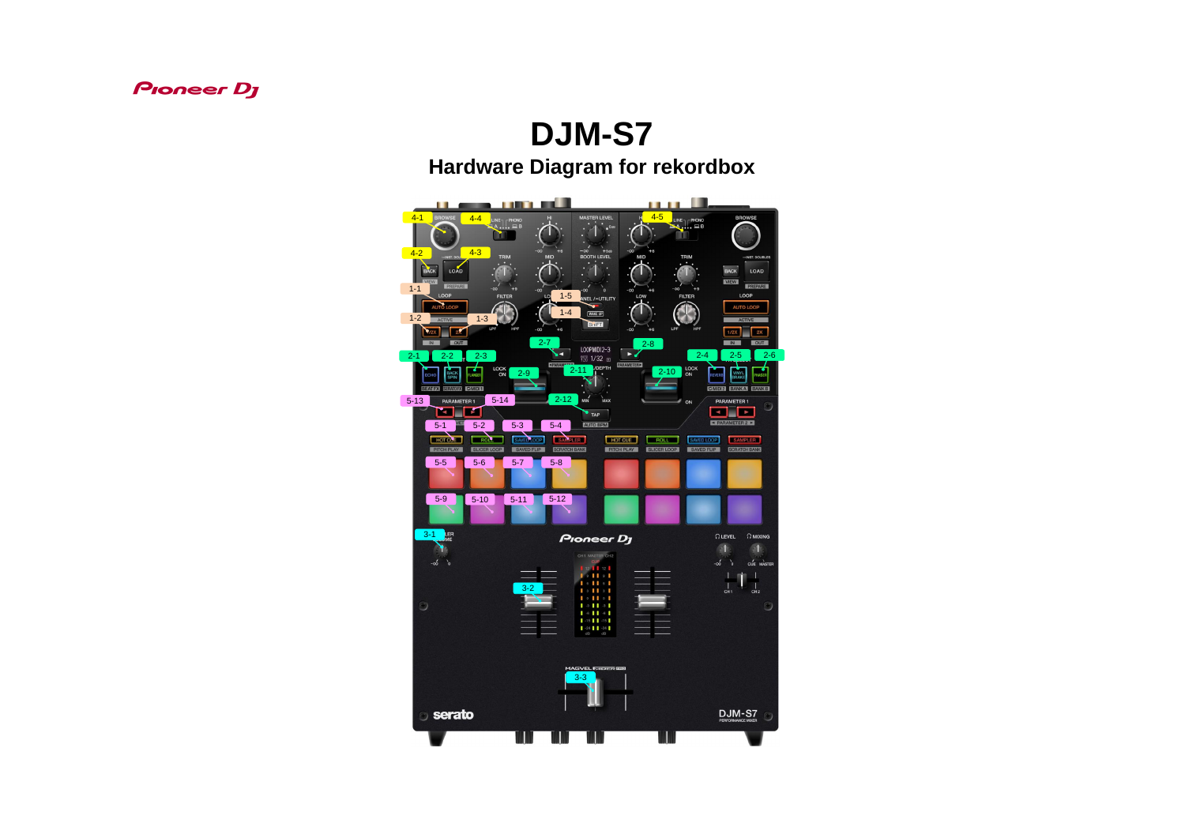# DJM-S7

## Hardware Diagram for rekordbox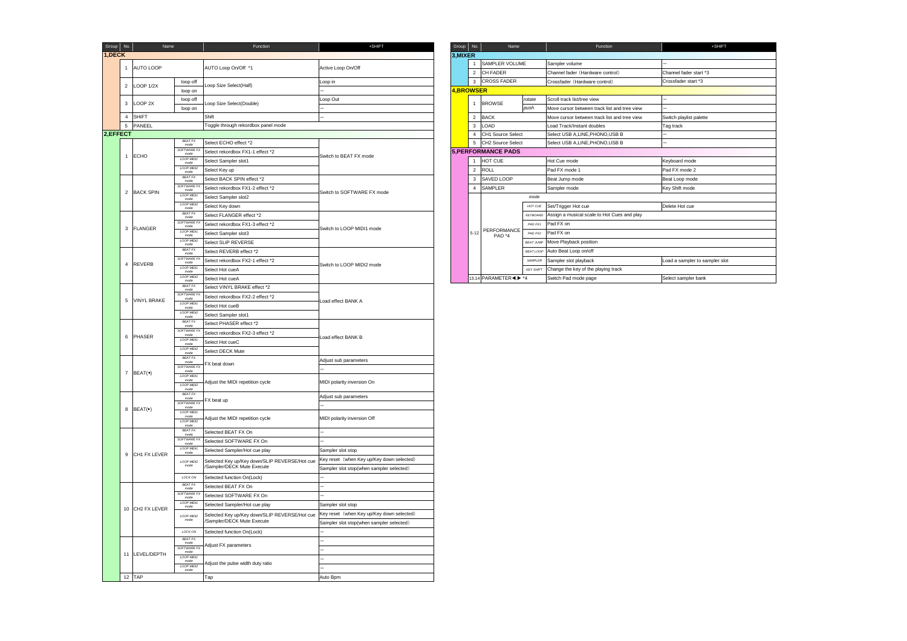| Group | No. | Name | | Function | +SHIFT |
|---|---|---|---|---|---|
| **1,DECK** | | | | | |
| | 1 | AUTO LOOP | | AUTO Loop On/Off *1 | Active Loop On/Off |
| | 2 | LOOP 1/2X | loop off | Loop Size Select(Half) | Loop in |
| | | | loop on | | – |
| | 3 | LOOP 2X | loop off | Loop Size Select(Double) | Loop Out |
| | | | loop on | | – |
| | 4 | SHIFT | | Shift | – |
| | 5 | PANEEL | | Toggle through rekordbox panel mode | |
| **2,EFFECT** | | | | | |
| | 1 | ECHO | *BEAT FX mode* | Select ECHO effect *2 | Switch to BEAT FX mode |
| | | | *SOFTWARE FX mode* | Select rekordbox FX1-1 effect *2 | |
| | | | *LOOP MIDI1 mode* | Select Sampler slot1 | |
| | | | *LOOP MIDI2 mode* | Select Key up | |
| | 2 | BACK SPIN | *BEAT FX mode* | Select BACK SPIN effect *2 | Switch to SOFTWARE FX mode |
| | | | *SOFTWARE FX mode* | Select rekordbox FX1-2 effect *2 | |
| | | | *LOOP MIDI1 mode* | Select Sampler slot2 | |
| | | | *LOOP MIDI2 mode* | Select Key down | |
| | 3 | FLANGER | *BEAT FX mode* | Select FLANGER effect *2 | Switch to LOOP MIDI1 mode |
| | | | *SOFTWARE FX mode* | Select rekordbox FX1-3 effect *2 | |
| | | | *LOOP MIDI1 mode* | Select Sampler slot3 | |
| | | | *LOOP MIDI2 mode* | Select SLIP REVERSE | |
| | 4 | REVERB | *BEAT FX mode* | Select REVERB effect *2 | Switch to LOOP MIDI2 mode |
| | | | *SOFTWARE FX mode* | Select rekordbox FX2-1 effect *2 | |
| | | | *LOOP MIDI1 mode* | Select Hot cueA | |
| | | | *LOOP MIDI2 mode* | Select Hot cueA | |
| | 5 | VINYL BRAKE | *BEAT FX mode* | Select VINYL BRAKE effect *2 | Load effect BANK A |
| | | | *SOFTWARE FX mode* | Select rekordbox FX2-2 effect *2 | |
| | | | *LOOP MIDI1 mode* | Select Hot cueB | |
| | | | *LOOP MIDI2 mode* | Select Sampler slot1 | |
| | 6 | PHASER | *BEAT FX mode* | Select PHASER effect *2 | Load effect BANK B |
| | | | *SOFTWARE FX mode* | Select rekordbox FX2-3 effect *2 | |
| | | | *LOOP MIDI1 mode* | Select Hot cueC | |
| | | | *LOOP MIDI2 mode* | Select DECK Mute | |
| | 7 | BEAT(◂) | *BEAT FX mode* | FX beat down | Adjust sub parameters |
| | | | *SOFTWARE FX mode* | | – |
| | | | *LOOP MIDI1 mode* | Adjust the MIDI repetition cycle | MIDI polarity inversion On |
| | | | *LOOP MIDI2 mode* | | |
| | 8 | BEAT(▸) | *BEAT FX mode* | FX beat up | Adjust sub parameters |
| | | | *SOFTWARE FX mode* | | – |
| | | | *LOOP MIDI1 mode* | Adjust the MIDI repetition cycle | MIDI polarity inversion Off |
| | | | *LOOP MIDI2 mode* | | |
| | 9 | CH1 FX LEVER | *BEAT FX mode* | Selected BEAT FX On | – |
| | | | *SOFTWARE FX mode* | Selected SOFTWARE FX On | – |
| | | | *LOOP MIDI1 mode* | Selected Sampler/Hot cue play | Sampler slot stop |
| | | | *LOOP MIDI2 mode* | Selected Key up/Key down/SLIP REVERSE/Hot cue /Sampler/DECK Mute Execute | Key reset（when Key up/Key down selected） |
| | | | | | Sampler slot stop(when sampler selected） |
| | | | *LOCK ON* | Selected function On(Lock) | – |
| | 10 | CH2 FX LEVER | *BEAT FX mode* | Selected BEAT FX On | – |
| | | | *SOFTWARE FX mode* | Selected SOFTWARE FX On | – |
| | | | *LOOP MIDI1 mode* | Selected Sampler/Hot cue play | Sampler slot stop |
| | | | *LOOP MIDI2 mode* | Selected Key up/Key down/SLIP REVERSE/Hot cue /Sampler/DECK Mute Execute | Key reset（when Key up/Key down selected） |
| | | | | | Sampler slot stop(when sampler selected） |
| | | | *LOCK ON* | Selected function On(Lock) | – |
| | 11 | LEVEL/DEPTH | *BEAT FX mode* | Adjust FX parameters | – |
| | | | *SOFTWARE FX mode* | | – |
| | | | *LOOP MIDI1 mode* | Adjust the pulse width duty ratio | – |
| | | | *LOOP MIDI2 mode* | | – |
| | 12 | TAP | | Tap | Auto Bpm |

| Group | No. | Name | | Function | +SHIFT |
|---|---|---|---|---|---|
| **3,MIXER** | | | | | |
| | 1 | SAMPLER VOLUME | | Sampler volume | – |
| | 2 | CH FADER | | Channel fader（Hardware control） | Channel fader start *3 |
| | 3 | CROSS FADER | | Crossfader（Hardware control） | Crossfader start *3 |
| **4,BROWSER** | | | | | |
| | 1 | BROWSE | *rotate* | Scroll track list/tree view | – |
| | | | *push* | Move cursor between track list and tree view | – |
| | 2 | BACK | | Move cursor between track list and tree view | Switch playlist palette |
| | 3 | LOAD | | Load Track/Instant doubles | Tag track |
| | 4 | CH1 Source Select | | Select USB A,LINE,PHONO,USB B | – |
| | 5 | CH2 Source Select | | Select USB A,LINE,PHONO,USB B | – |
| **5,PERFORMANCE PADS** | | | | | |
| | 1 | HOT CUE | | Hot Cue mode | Keyboard mode |
| | 2 | ROLL | | Pad FX mode 1 | Pad FX mode 2 |
| | 3 | SAVED LOOP | | Beat Jump mode | Beat Loop mode |
| | 4 | SAMPLER | | Sampler mode | Key Shift mode |
| | 5-12 | PERFORMANCE PAD *4 | *mode* | | |
| | | | *HOT CUE* | Set/Trigger Hot cue | Delete Hot cue |
| | | | *KEYBOARD* | Assign a musical scale to Hot Cues and play | |
| | | | *PAD FX1* | Pad FX on | |
| | | | *PAD FX2* | Pad FX on | |
| | | | *BEAT JUMP* | Move Playback position | |
| | | | *BEAT LOOP* | Auto Beat Loop on/off | |
| | | | *SAMPLER* | Sampler slot playback | Load a sampler to sampler slot |
| | | | *KEY SHIFT* | Change the key of the playing track | |
| | 13,14 | PARAMETER◀,▶ *4 | | Switch Pad mode page | Select sampler bank |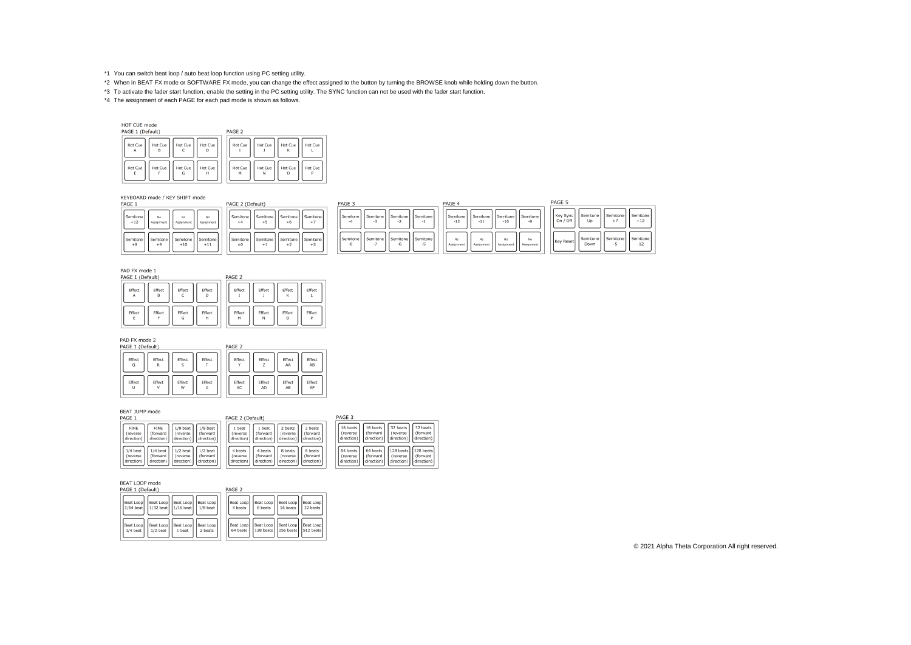*1 You can switch beat loop / auto beat loop function using PC setting utility.

*2 When in BEAT FX mode or SOFTWARE FX mode, you can change the effect assigned to the button by turning the BROWSE knob while holding down the button.

*3 To activate the fader start function, enable the setting in the PC setting utility. The SYNC function can not be used with the fader start function.

*4 The assignment of each PAGE for each pad mode is shown as follows.

### HOT CUE mode

PAGE 1 (Default)

| | | | |
|---|---|---|---|
| Hot Cue A | Hot Cue B | Hot Cue C | Hot Cue D |
| Hot Cue E | Hot Cue F | Hot Cue G | Hot Cue H |

PAGE 2

| | | | |
|---|---|---|---|
| Hot Cue I | Hot Cue J | Hot Cue K | Hot Cue L |
| Hot Cue M | Hot Cue N | Hot Cue O | Hot Cue P |

### KEYBOARD mode / KEY SHIFT mode

PAGE 1

| | | | |
|---|---|---|---|
| Semitone +12 | No Assignment | No Assignment | No Assignment |
| Semitone +8 | Semitone +9 | Semitone +10 | Semitone +11 |

PAGE 2 (Default)

| | | | |
|---|---|---|---|
| Semitone +4 | Semitone +5 | Semitone +6 | Semitone +7 |
| Semitone ±0 | Semitone +1 | Semitone +2 | Semitone +3 |

PAGE 3

| | | | |
|---|---|---|---|
| Semitone -4 | Semitone -3 | Semitone -2 | Semitone -1 |
| Semitone -8 | Semitone -7 | Semitone -6 | Semitone -5 |

PAGE 4

| | | | |
|---|---|---|---|
| Semitone -12 | Semitone -11 | Semitone -10 | Semitone -9 |
| No Assignment | No Assignment | No Assignment | No Assignment |

PAGE 5

| | | | |
|---|---|---|---|
| Key Sync On / Off | Semitone Up | Semitone +7 | Semitone +12 |
| Key Reset | Semitone Down | Semitone -5 | Semitone -12 |

### PAD FX mode 1

PAGE 1 (Default)

| | | | |
|---|---|---|---|
| Effect A | Effect B | Effect C | Effect D |
| Effect E | Effect F | Effect G | Effect H |

PAGE 2

| | | | |
|---|---|---|---|
| Effect I | Effect J | Effect K | Effect L |
| Effect M | Effect N | Effect O | Effect P |

### PAD FX mode 2

PAGE 1 (Default)

| | | | |
|---|---|---|---|
| Effect Q | Effect R | Effect S | Effect T |
| Effect U | Effect V | Effect W | Effect X |

PAGE 2

| | | | |
|---|---|---|---|
| Effect Y | Effect Z | Effect AA | Effect AB |
| Effect AC | Effect AD | Effect AE | Effect AF |

### BEAT JUMP mode

PAGE 1

| | | | |
|---|---|---|---|
| FINE (reverse direction) | FINE (forward direction) | 1/8 beat (reverse direction) | 1/8 beat (forward direction) |
| 1/4 beat (reverse direction) | 1/4 beat (forward direction) | 1/2 beat (reverse direction) | 1/2 beat (forward direction) |

PAGE 2 (Default)

| | | | |
|---|---|---|---|
| 1 beat (reverse direction) | 1 beat (forward direction) | 2 beats (reverse direction) | 2 beats (forward direction) |
| 4 beats (reverse direction) | 4 beats (forward direction) | 8 beats (reverse direction) | 8 beats (forward direction) |

PAGE 3

| | | | |
|---|---|---|---|
| 16 beats (reverse direction) | 16 beats (forward direction) | 32 beats (reverse direction) | 32 beats (forward direction) |
| 64 beats (reverse direction) | 64 beats (forward direction) | 128 beats (reverse direction) | 128 beats (forward direction) |

### BEAT LOOP mode

PAGE 1 (Default)

| | | | |
|---|---|---|---|
| Beat Loop 1/64 beat | Beat Loop 1/32 beat | Beat Loop 1/16 beat | Beat Loop 1/8 beat |
| Beat Loop 1/4 beat | Beat Loop 1/2 beat | Beat Loop 1 beat | Beat Loop 2 beats |

PAGE 2

| | | | |
|---|---|---|---|
| Beat Loop 4 beats | Beat Loop 8 beats | Beat Loop 16 beats | Beat Loop 32 beats |
| Beat Loop 64 beats | Beat Loop 128 beats | Beat Loop 256 beats | Beat Loop 512 beats |

© 2021 Alpha Theta Corporation All right reserved.